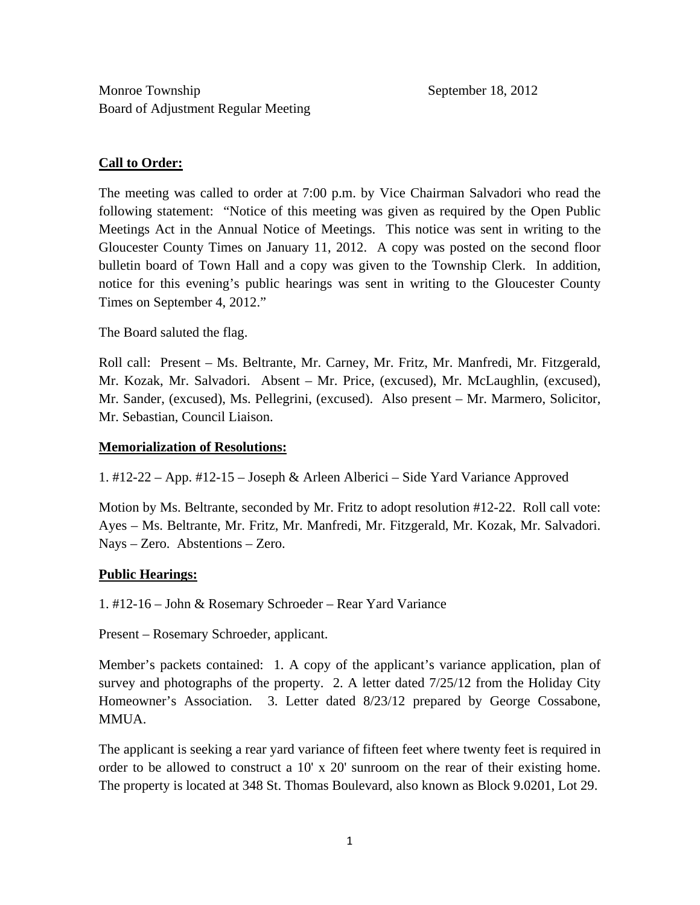Monroe Township September 18, 2012
Board of Adjustment Regular Meeting

**Call to Order:**

The meeting was called to order at 7:00 p.m. by Vice Chairman Salvadori who read the following statement: "Notice of this meeting was given as required by the Open Public Meetings Act in the Annual Notice of Meetings. This notice was sent in writing to the Gloucester County Times on January 11, 2012. A copy was posted on the second floor bulletin board of Town Hall and a copy was given to the Township Clerk. In addition, notice for this evening's public hearings was sent in writing to the Gloucester County Times on September 4, 2012."

The Board saluted the flag.

Roll call: Present – Ms. Beltrante, Mr. Carney, Mr. Fritz, Mr. Manfredi, Mr. Fitzgerald, Mr. Kozak, Mr. Salvadori. Absent – Mr. Price, (excused), Mr. McLaughlin, (excused), Mr. Sander, (excused), Ms. Pellegrini, (excused). Also present – Mr. Marmero, Solicitor, Mr. Sebastian, Council Liaison.

**Memorialization of Resolutions:**

1. #12-22 – App. #12-15 – Joseph & Arleen Alberici – Side Yard Variance Approved

Motion by Ms. Beltrante, seconded by Mr. Fritz to adopt resolution #12-22. Roll call vote: Ayes – Ms. Beltrante, Mr. Fritz, Mr. Manfredi, Mr. Fitzgerald, Mr. Kozak, Mr. Salvadori. Nays – Zero. Abstentions – Zero.

**Public Hearings:**

1. #12-16 – John & Rosemary Schroeder – Rear Yard Variance

Present – Rosemary Schroeder, applicant.

Member's packets contained: 1. A copy of the applicant's variance application, plan of survey and photographs of the property. 2. A letter dated 7/25/12 from the Holiday City Homeowner's Association. 3. Letter dated 8/23/12 prepared by George Cossabone, MMUA.

The applicant is seeking a rear yard variance of fifteen feet where twenty feet is required in order to be allowed to construct a 10' x 20' sunroom on the rear of their existing home. The property is located at 348 St. Thomas Boulevard, also known as Block 9.0201, Lot 29.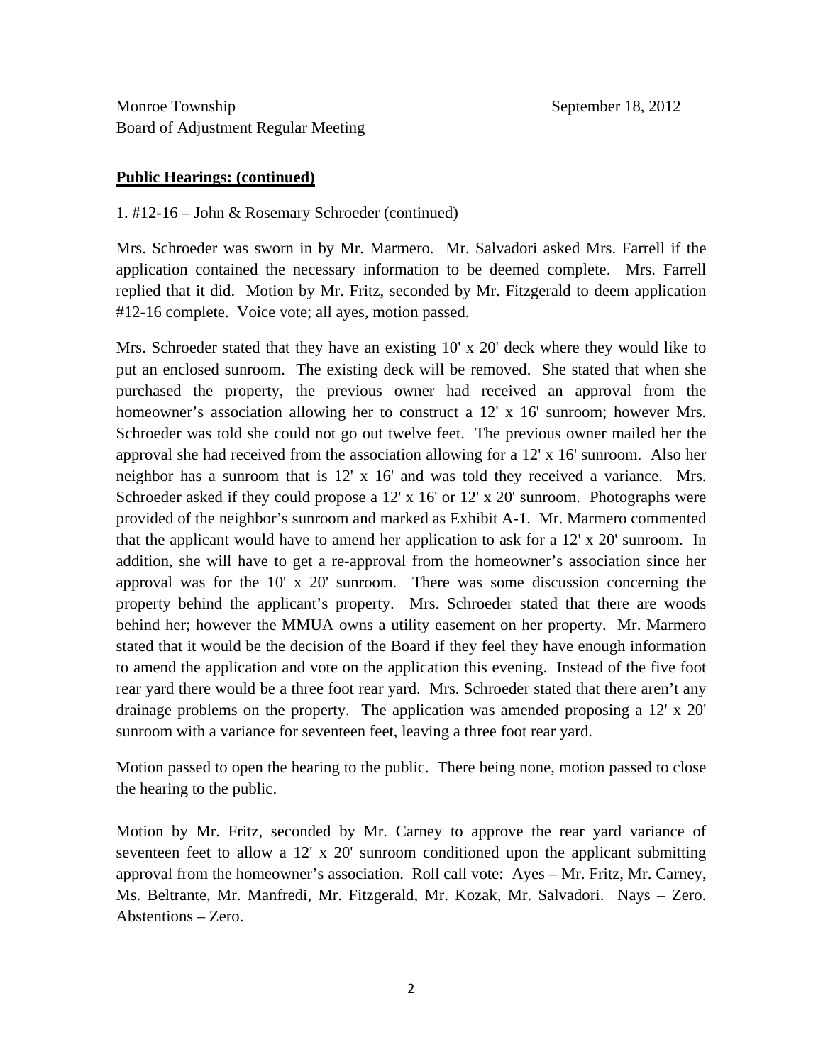**Public Hearings: (continued)**

1. #12-16 – John & Rosemary Schroeder (continued)

Mrs. Schroeder was sworn in by Mr. Marmero. Mr. Salvadori asked Mrs. Farrell if the application contained the necessary information to be deemed complete. Mrs. Farrell replied that it did. Motion by Mr. Fritz, seconded by Mr. Fitzgerald to deem application #12-16 complete. Voice vote; all ayes, motion passed.

Mrs. Schroeder stated that they have an existing 10' x 20' deck where they would like to put an enclosed sunroom. The existing deck will be removed. She stated that when she purchased the property, the previous owner had received an approval from the homeowner's association allowing her to construct a 12' x 16' sunroom; however Mrs. Schroeder was told she could not go out twelve feet. The previous owner mailed her the approval she had received from the association allowing for a 12' x 16' sunroom. Also her neighbor has a sunroom that is 12' x 16' and was told they received a variance. Mrs. Schroeder asked if they could propose a 12' x 16' or 12' x 20' sunroom. Photographs were provided of the neighbor's sunroom and marked as Exhibit A-1. Mr. Marmero commented that the applicant would have to amend her application to ask for a 12' x 20' sunroom. In addition, she will have to get a re-approval from the homeowner's association since her approval was for the 10' x 20' sunroom. There was some discussion concerning the property behind the applicant's property. Mrs. Schroeder stated that there are woods behind her; however the MMUA owns a utility easement on her property. Mr. Marmero stated that it would be the decision of the Board if they feel they have enough information to amend the application and vote on the application this evening. Instead of the five foot rear yard there would be a three foot rear yard. Mrs. Schroeder stated that there aren't any drainage problems on the property. The application was amended proposing a 12' x 20' sunroom with a variance for seventeen feet, leaving a three foot rear yard.

Motion passed to open the hearing to the public. There being none, motion passed to close the hearing to the public.

Motion by Mr. Fritz, seconded by Mr. Carney to approve the rear yard variance of seventeen feet to allow a 12' x 20' sunroom conditioned upon the applicant submitting approval from the homeowner's association. Roll call vote: Ayes – Mr. Fritz, Mr. Carney, Ms. Beltrante, Mr. Manfredi, Mr. Fitzgerald, Mr. Kozak, Mr. Salvadori. Nays – Zero. Abstentions – Zero.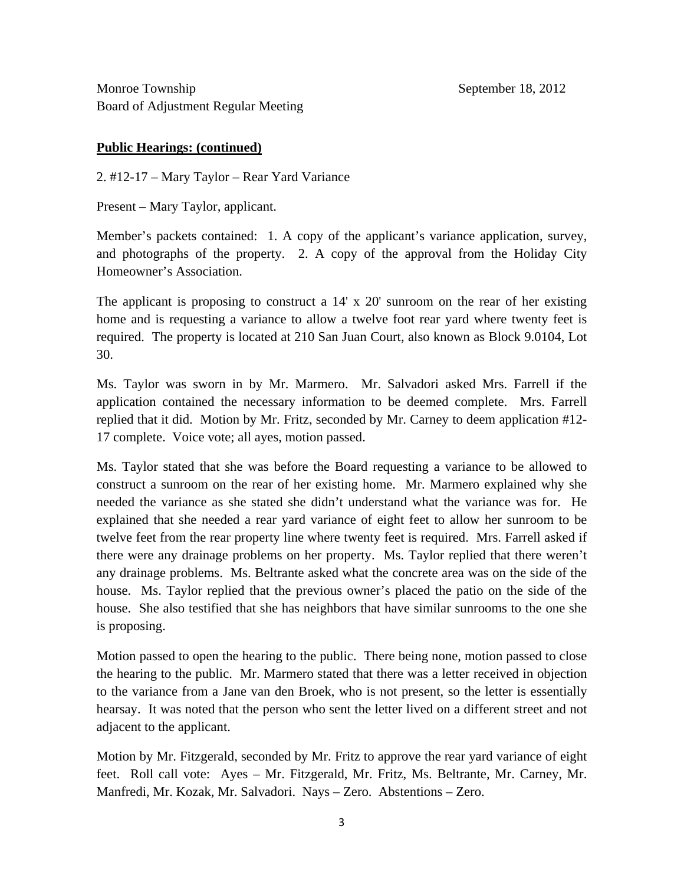Monroe Township September 18, 2012
Board of Adjustment Regular Meeting

**Public Hearings: (continued)**

2. #12-17 – Mary Taylor – Rear Yard Variance

Present – Mary Taylor, applicant.

Member's packets contained: 1. A copy of the applicant's variance application, survey, and photographs of the property. 2. A copy of the approval from the Holiday City Homeowner's Association.

The applicant is proposing to construct a 14' x 20' sunroom on the rear of her existing home and is requesting a variance to allow a twelve foot rear yard where twenty feet is required. The property is located at 210 San Juan Court, also known as Block 9.0104, Lot 30.

Ms. Taylor was sworn in by Mr. Marmero. Mr. Salvadori asked Mrs. Farrell if the application contained the necessary information to be deemed complete. Mrs. Farrell replied that it did. Motion by Mr. Fritz, seconded by Mr. Carney to deem application #12-17 complete. Voice vote; all ayes, motion passed.

Ms. Taylor stated that she was before the Board requesting a variance to be allowed to construct a sunroom on the rear of her existing home. Mr. Marmero explained why she needed the variance as she stated she didn't understand what the variance was for. He explained that she needed a rear yard variance of eight feet to allow her sunroom to be twelve feet from the rear property line where twenty feet is required. Mrs. Farrell asked if there were any drainage problems on her property. Ms. Taylor replied that there weren't any drainage problems. Ms. Beltrante asked what the concrete area was on the side of the house. Ms. Taylor replied that the previous owner's placed the patio on the side of the house. She also testified that she has neighbors that have similar sunrooms to the one she is proposing.

Motion passed to open the hearing to the public. There being none, motion passed to close the hearing to the public. Mr. Marmero stated that there was a letter received in objection to the variance from a Jane van den Broek, who is not present, so the letter is essentially hearsay. It was noted that the person who sent the letter lived on a different street and not adjacent to the applicant.

Motion by Mr. Fitzgerald, seconded by Mr. Fritz to approve the rear yard variance of eight feet. Roll call vote: Ayes – Mr. Fitzgerald, Mr. Fritz, Ms. Beltrante, Mr. Carney, Mr. Manfredi, Mr. Kozak, Mr. Salvadori. Nays – Zero. Abstentions – Zero.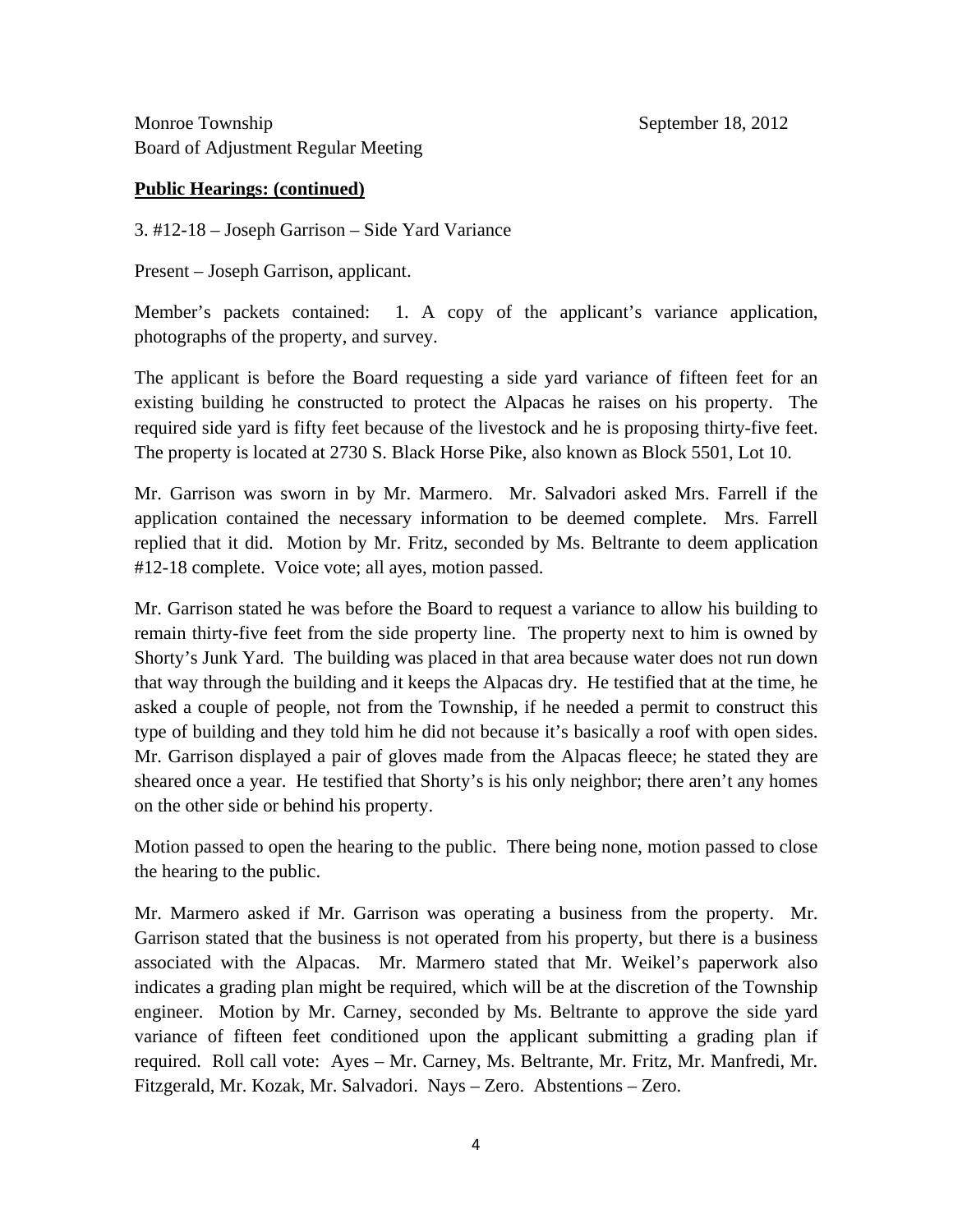**Public Hearings: (continued)**

3. #12-18 – Joseph Garrison – Side Yard Variance

Present – Joseph Garrison, applicant.

Member's packets contained: 1. A copy of the applicant's variance application, photographs of the property, and survey.

The applicant is before the Board requesting a side yard variance of fifteen feet for an existing building he constructed to protect the Alpacas he raises on his property. The required side yard is fifty feet because of the livestock and he is proposing thirty-five feet. The property is located at 2730 S. Black Horse Pike, also known as Block 5501, Lot 10.

Mr. Garrison was sworn in by Mr. Marmero. Mr. Salvadori asked Mrs. Farrell if the application contained the necessary information to be deemed complete. Mrs. Farrell replied that it did. Motion by Mr. Fritz, seconded by Ms. Beltrante to deem application #12-18 complete. Voice vote; all ayes, motion passed.

Mr. Garrison stated he was before the Board to request a variance to allow his building to remain thirty-five feet from the side property line. The property next to him is owned by Shorty's Junk Yard. The building was placed in that area because water does not run down that way through the building and it keeps the Alpacas dry. He testified that at the time, he asked a couple of people, not from the Township, if he needed a permit to construct this type of building and they told him he did not because it's basically a roof with open sides. Mr. Garrison displayed a pair of gloves made from the Alpacas fleece; he stated they are sheared once a year. He testified that Shorty's is his only neighbor; there aren't any homes on the other side or behind his property.

Motion passed to open the hearing to the public. There being none, motion passed to close the hearing to the public.

Mr. Marmero asked if Mr. Garrison was operating a business from the property. Mr. Garrison stated that the business is not operated from his property, but there is a business associated with the Alpacas. Mr. Marmero stated that Mr. Weikel's paperwork also indicates a grading plan might be required, which will be at the discretion of the Township engineer. Motion by Mr. Carney, seconded by Ms. Beltrante to approve the side yard variance of fifteen feet conditioned upon the applicant submitting a grading plan if required. Roll call vote: Ayes – Mr. Carney, Ms. Beltrante, Mr. Fritz, Mr. Manfredi, Mr. Fitzgerald, Mr. Kozak, Mr. Salvadori. Nays – Zero. Abstentions – Zero.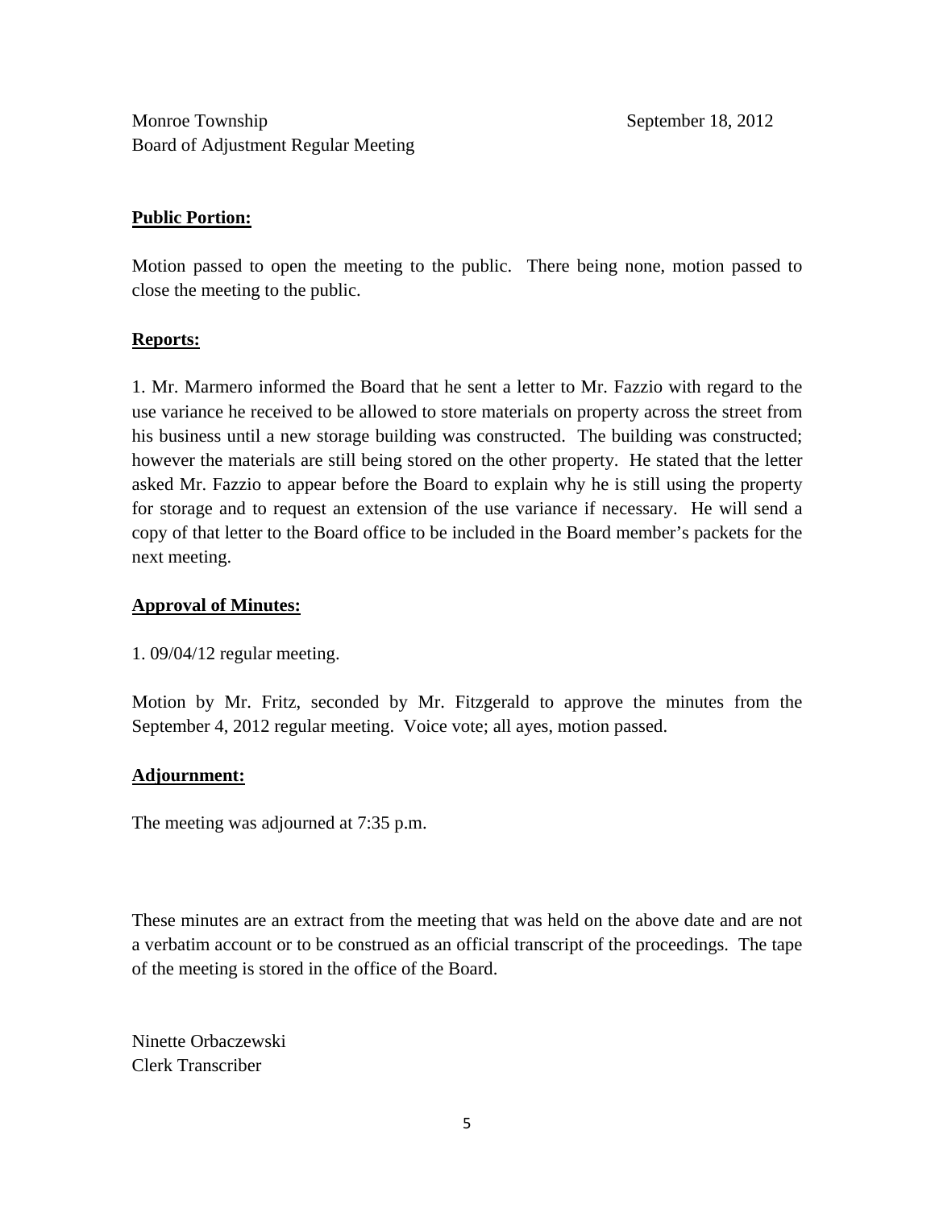Monroe Township
Board of Adjustment Regular Meeting

September 18, 2012

**Public Portion:**

Motion passed to open the meeting to the public. There being none, motion passed to close the meeting to the public.

**Reports:**

1. Mr. Marmero informed the Board that he sent a letter to Mr. Fazzio with regard to the use variance he received to be allowed to store materials on property across the street from his business until a new storage building was constructed. The building was constructed; however the materials are still being stored on the other property. He stated that the letter asked Mr. Fazzio to appear before the Board to explain why he is still using the property for storage and to request an extension of the use variance if necessary. He will send a copy of that letter to the Board office to be included in the Board member's packets for the next meeting.

**Approval of Minutes:**

1. 09/04/12 regular meeting.

Motion by Mr. Fritz, seconded by Mr. Fitzgerald to approve the minutes from the September 4, 2012 regular meeting. Voice vote; all ayes, motion passed.

**Adjournment:**

The meeting was adjourned at 7:35 p.m.

These minutes are an extract from the meeting that was held on the above date and are not a verbatim account or to be construed as an official transcript of the proceedings. The tape of the meeting is stored in the office of the Board.

Ninette Orbaczewski
Clerk Transcriber